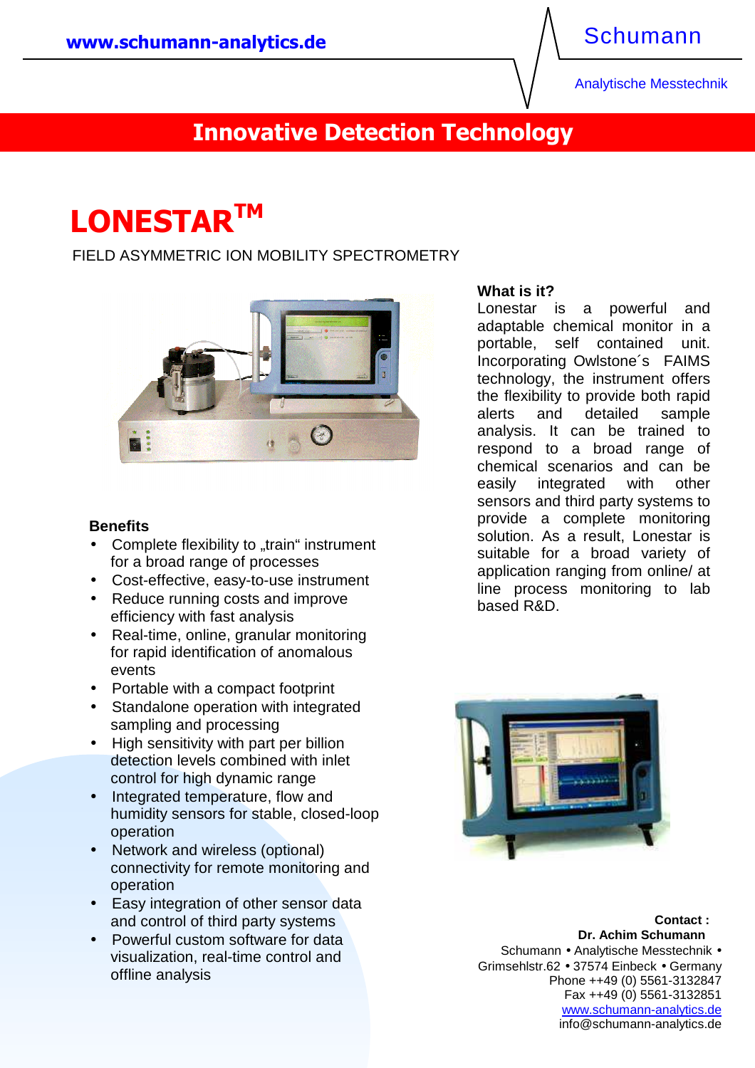www.schumann-analytics.de

Schumann

Analytische Messtechnik

## Innovative Detection Technology

# LONESTAR™

FIELD ASYMMETRIC ION MOBILITY SPECTROMETRY

### What is it?

Lonestar is a powerful and adaptable chemical monitor in a portable, self contained unit. Incorporating Owlstone´s FAIMS technology, the instrument offers the flexibility to provide both rapid alerts and detailed sample analysis. It can be trained to respond to a broad range of chemical scenarios and can be easily integrated with other sensors and third party systems to provide a complete monitoring solution. As a result, Lonestar is suitable for a broad variety of application ranging from online/ at line process monitoring to lab based R&D.

### Benefits

- Complete flexibility to „train" instrument for a broad range of processes
- Cost-effective, easy-to-use instrument
- Reduce running costs and improve efficiency with fast analysis
- Real-time, online, granular monitoring for rapid identification of anomalous events
- Portable with a compact footprint
- Standalone operation with integrated sampling and processing
- High sensitivity with part per billion detection levels combined with inlet control for high dynamic range
- Integrated temperature, flow and humidity sensors for stable, closed-loop operation
- Network and wireless (optional) connectivity for remote monitoring and operation
- Easy integration of other sensor data and control of third party systems
- Powerful custom software for data visualization, real-time control and offline analysis

**Contact :**
**Dr. Achim Schumann**
Schumann • Analytische Messtechnik •
Grimsehlstr.62 • 37574 Einbeck • Germany
Phone ++49 (0) 5561-3132847
Fax ++49 (0) 5561-3132851
www.schumann-analytics.de
info@schumann-analytics.de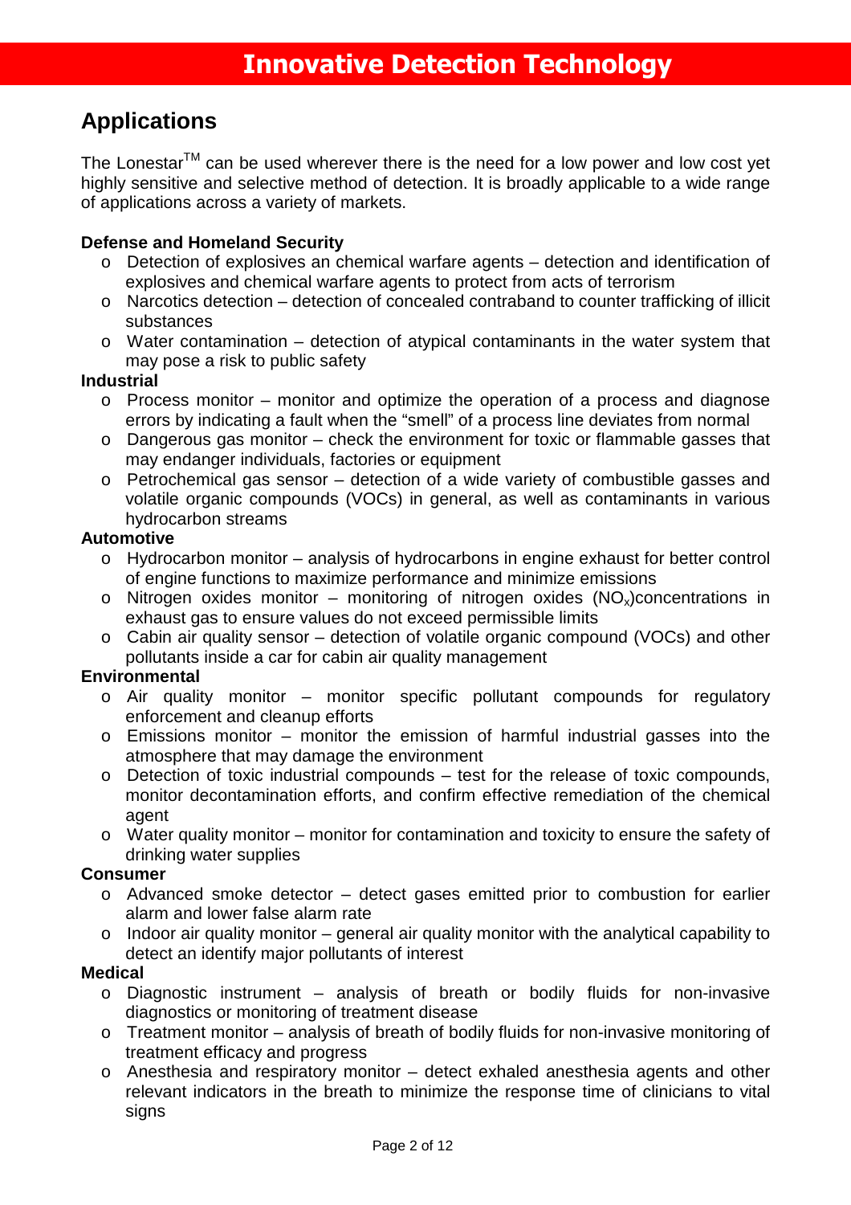# Innovative Detection Technology

## Applications

The Lonestar[TM] can be used wherever there is the need for a low power and low cost yet highly sensitive and selective method of detection. It is broadly applicable to a wide range of applications across a variety of markets.

**Defense and Homeland Security**

- Detection of explosives an chemical warfare agents – detection and identification of explosives and chemical warfare agents to protect from acts of terrorism
- Narcotics detection – detection of concealed contraband to counter trafficking of illicit substances
- Water contamination – detection of atypical contaminants in the water system that may pose a risk to public safety

**Industrial**

- Process monitor – monitor and optimize the operation of a process and diagnose errors by indicating a fault when the “smell” of a process line deviates from normal
- Dangerous gas monitor – check the environment for toxic or flammable gasses that may endanger individuals, factories or equipment
- Petrochemical gas sensor – detection of a wide variety of combustible gasses and volatile organic compounds (VOCs) in general, as well as contaminants in various hydrocarbon streams

**Automotive**

- Hydrocarbon monitor – analysis of hydrocarbons in engine exhaust for better control of engine functions to maximize performance and minimize emissions
- Nitrogen oxides monitor – monitoring of nitrogen oxides ($NO_x$)concentrations in exhaust gas to ensure values do not exceed permissible limits
- Cabin air quality sensor – detection of volatile organic compound (VOCs) and other pollutants inside a car for cabin air quality management

**Environmental**

- Air quality monitor – monitor specific pollutant compounds for regulatory enforcement and cleanup efforts
- Emissions monitor – monitor the emission of harmful industrial gasses into the atmosphere that may damage the environment
- Detection of toxic industrial compounds – test for the release of toxic compounds, monitor decontamination efforts, and confirm effective remediation of the chemical agent
- Water quality monitor – monitor for contamination and toxicity to ensure the safety of drinking water supplies

**Consumer**

- Advanced smoke detector – detect gases emitted prior to combustion for earlier alarm and lower false alarm rate
- Indoor air quality monitor – general air quality monitor with the analytical capability to detect an identify major pollutants of interest

**Medical**

- Diagnostic instrument – analysis of breath or bodily fluids for non-invasive diagnostics or monitoring of treatment disease
- Treatment monitor – analysis of breath of bodily fluids for non-invasive monitoring of treatment efficacy and progress
- Anesthesia and respiratory monitor – detect exhaled anesthesia agents and other relevant indicators in the breath to minimize the response time of clinicians to vital signs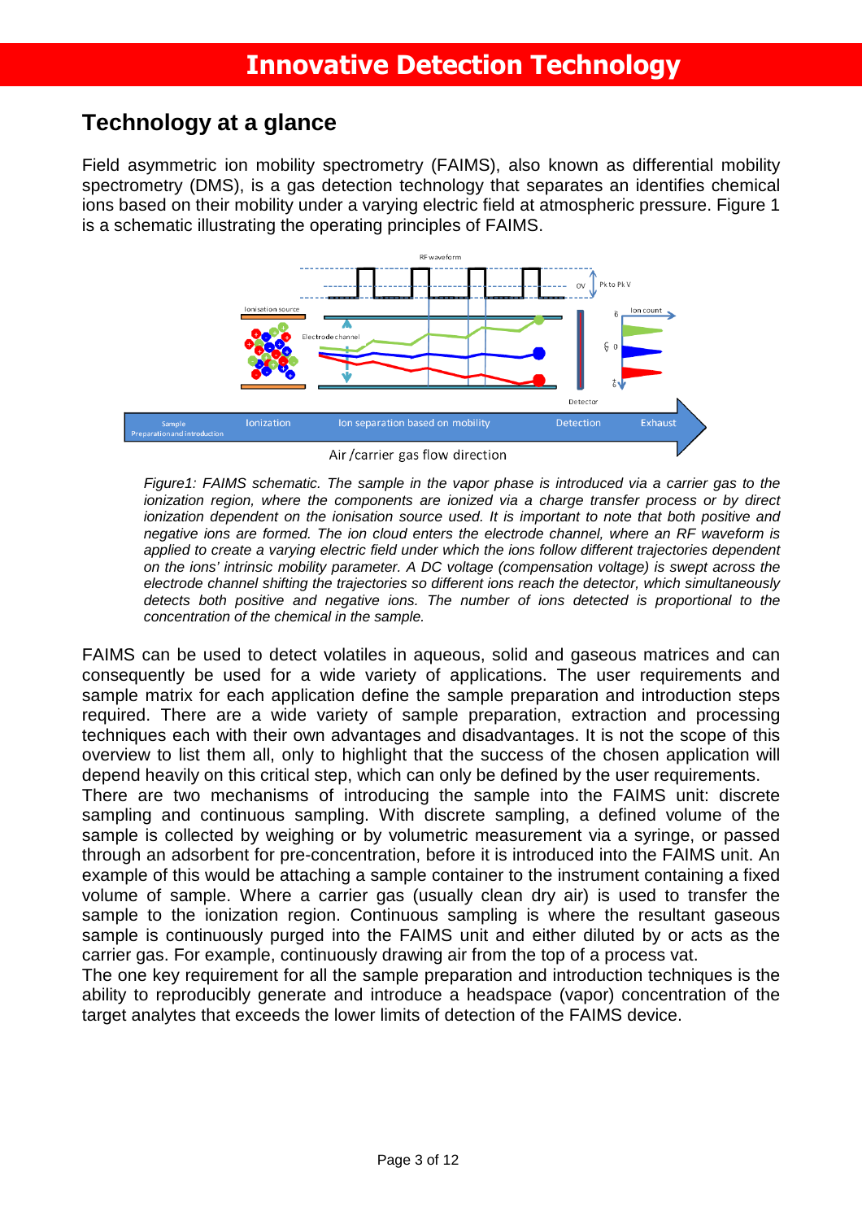# Innovative Detection Technology

## Technology at a glance

Field asymmetric ion mobility spectrometry (FAIMS), also known as differential mobility spectrometry (DMS), is a gas detection technology that separates an identifies chemical ions based on their mobility under a varying electric field at atmospheric pressure. Figure 1 is a schematic illustrating the operating principles of FAIMS.

*Figure1: FAIMS schematic. The sample in the vapor phase is introduced via a carrier gas to the ionization region, where the components are ionized via a charge transfer process or by direct ionization dependent on the ionisation source used. It is important to note that both positive and negative ions are formed. The ion cloud enters the electrode channel, where an RF waveform is applied to create a varying electric field under which the ions follow different trajectories dependent on the ions' intrinsic mobility parameter. A DC voltage (compensation voltage) is swept across the electrode channel shifting the trajectories so different ions reach the detector, which simultaneously detects both positive and negative ions. The number of ions detected is proportional to the concentration of the chemical in the sample.*

FAIMS can be used to detect volatiles in aqueous, solid and gaseous matrices and can consequently be used for a wide variety of applications. The user requirements and sample matrix for each application define the sample preparation and introduction steps required. There are a wide variety of sample preparation, extraction and processing techniques each with their own advantages and disadvantages. It is not the scope of this overview to list them all, only to highlight that the success of the chosen application will depend heavily on this critical step, which can only be defined by the user requirements.

There are two mechanisms of introducing the sample into the FAIMS unit: discrete sampling and continuous sampling. With discrete sampling, a defined volume of the sample is collected by weighing or by volumetric measurement via a syringe, or passed through an adsorbent for pre-concentration, before it is introduced into the FAIMS unit. An example of this would be attaching a sample container to the instrument containing a fixed volume of sample. Where a carrier gas (usually clean dry air) is used to transfer the sample to the ionization region. Continuous sampling is where the resultant gaseous sample is continuously purged into the FAIMS unit and either diluted by or acts as the carrier gas. For example, continuously drawing air from the top of a process vat.

The one key requirement for all the sample preparation and introduction techniques is the ability to reproducibly generate and introduce a headspace (vapor) concentration of the target analytes that exceeds the lower limits of detection of the FAIMS device.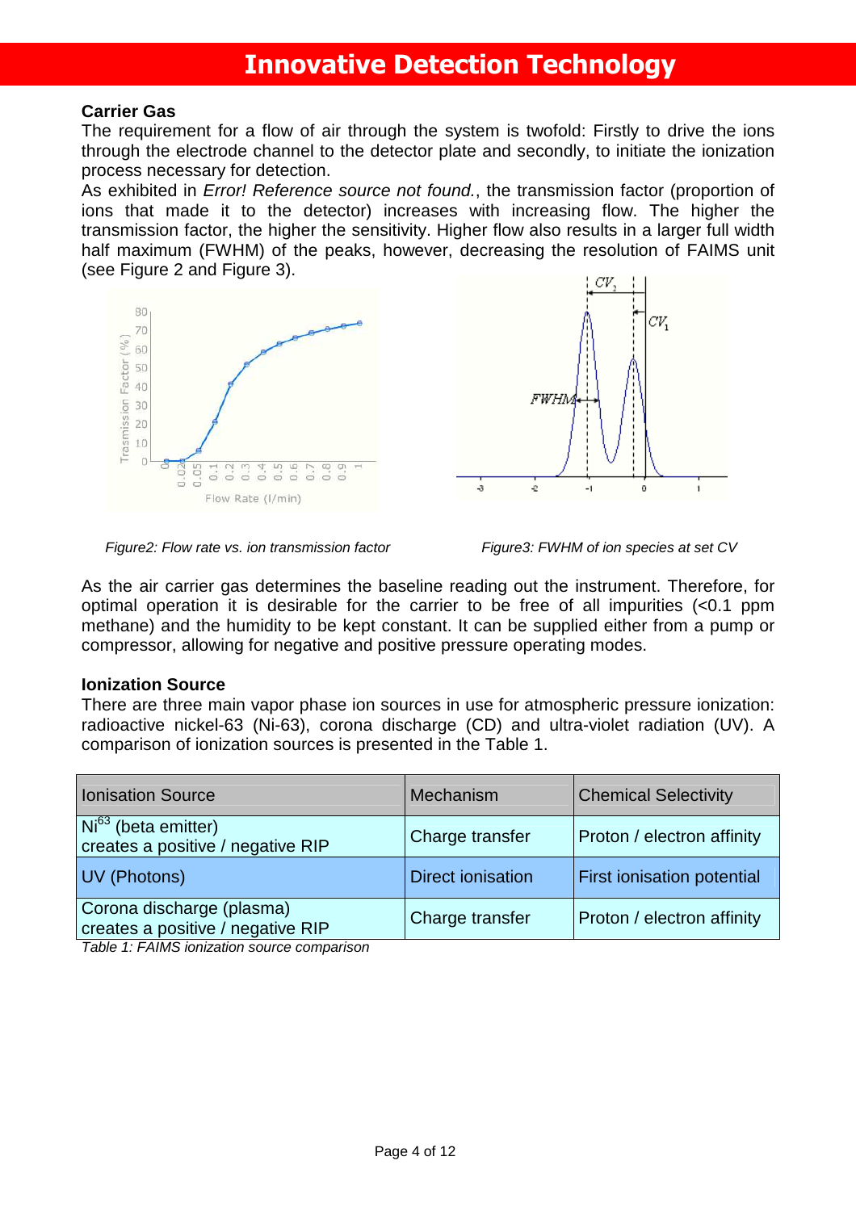# Innovative Detection Technology

**Carrier Gas**

The requirement for a flow of air through the system is twofold: Firstly to drive the ions through the electrode channel to the detector plate and secondly, to initiate the ionization process necessary for detection.

As exhibited in *Error! Reference source not found.*, the transmission factor (proportion of ions that made it to the detector) increases with increasing flow. The higher the transmission factor, the higher the sensitivity. Higher flow also results in a larger full width half maximum (FWHM) of the peaks, however, decreasing the resolution of FAIMS unit (see Figure 2 and Figure 3).

*Figure2: Flow rate vs. ion transmission factor*

*Figure3: FWHM of ion species at set CV*

As the air carrier gas determines the baseline reading out the instrument. Therefore, for optimal operation it is desirable for the carrier to be free of all impurities (<0.1 ppm methane) and the humidity to be kept constant. It can be supplied either from a pump or compressor, allowing for negative and positive pressure operating modes.

**Ionization Source**

There are three main vapor phase ion sources in use for atmospheric pressure ionization: radioactive nickel-63 (Ni-63), corona discharge (CD) and ultra-violet radiation (UV). A comparison of ionization sources is presented in the Table 1.

| Ionisation Source | Mechanism | Chemical Selectivity |
|---|---|---|
| $Ni^{63}$ (beta emitter) creates a positive / negative RIP | Charge transfer | Proton / electron affinity |
| UV (Photons) | Direct ionisation | First ionisation potential |
| Corona discharge (plasma) creates a positive / negative RIP | Charge transfer | Proton / electron affinity |

*Table 1: FAIMS ionization source comparison*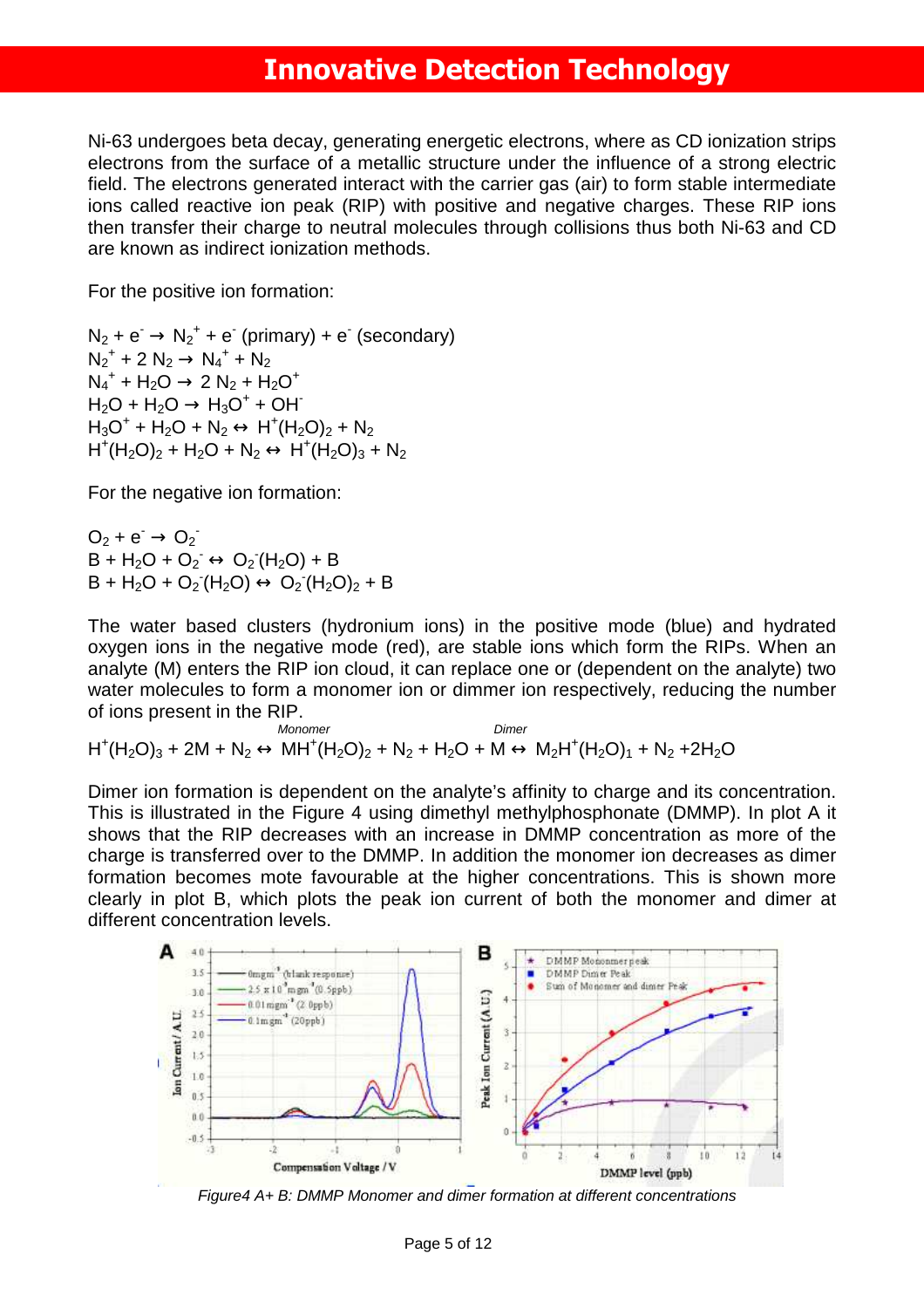# Innovative Detection Technology

Ni-63 undergoes beta decay, generating energetic electrons, where as CD ionization strips electrons from the surface of a metallic structure under the influence of a strong electric field. The electrons generated interact with the carrier gas (air) to form stable intermediate ions called reactive ion peak (RIP) with positive and negative charges. These RIP ions then transfer their charge to neutral molecules through collisions thus both Ni-63 and CD are known as indirect ionization methods.

For the positive ion formation:

$N_2 + e^- \rightarrow N_2^+ + e^-$ (primary) $+ e^-$ (secondary)
$N_2^+ + 2\,N_2 \rightarrow N_4^+ + N_2$
$N_4^+ + H_2O \rightarrow 2\,N_2 + H_2O^+$
$H_2O + H_2O \rightarrow H_3O^+ + OH^-$
$H_3O^+ + H_2O + N_2 \leftrightarrow H^+(H_2O)_2 + N_2$
$H^+(H_2O)_2 + H_2O + N_2 \leftrightarrow H^+(H_2O)_3 + N_2$

For the negative ion formation:

$O_2 + e^- \rightarrow O_2^-$
$B + H_2O + O_2^- \leftrightarrow O_2^-(H_2O) + B$
$B + H_2O + O_2^-(H_2O) \leftrightarrow O_2^-(H_2O)_2 + B$

The water based clusters (hydronium ions) in the positive mode (blue) and hydrated oxygen ions in the negative mode (red), are stable ions which form the RIPs. When an analyte (M) enters the RIP ion cloud, it can replace one or (dependent on the analyte) two water molecules to form a monomer ion or dimmer ion respectively, reducing the number of ions present in the RIP.

$$H^+(H_2O)_3 + 2M + N_2 \leftrightarrow \underbrace{MH^+(H_2O)_2}_{\text{Monomer}} + N_2 + H_2O + M \leftrightarrow \underbrace{M_2H^+(H_2O)_1}_{\text{Dimer}} + N_2 + 2H_2O$$

Dimer ion formation is dependent on the analyte's affinity to charge and its concentration. This is illustrated in the Figure 4 using dimethyl methylphosphonate (DMMP). In plot A it shows that the RIP decreases with an increase in DMMP concentration as more of the charge is transferred over to the DMMP. In addition the monomer ion decreases as dimer formation becomes mote favourable at the higher concentrations. This is shown more clearly in plot B, which plots the peak ion current of both the monomer and dimer at different concentration levels.

*Figure4 A+ B: DMMP Monomer and dimer formation at different concentrations*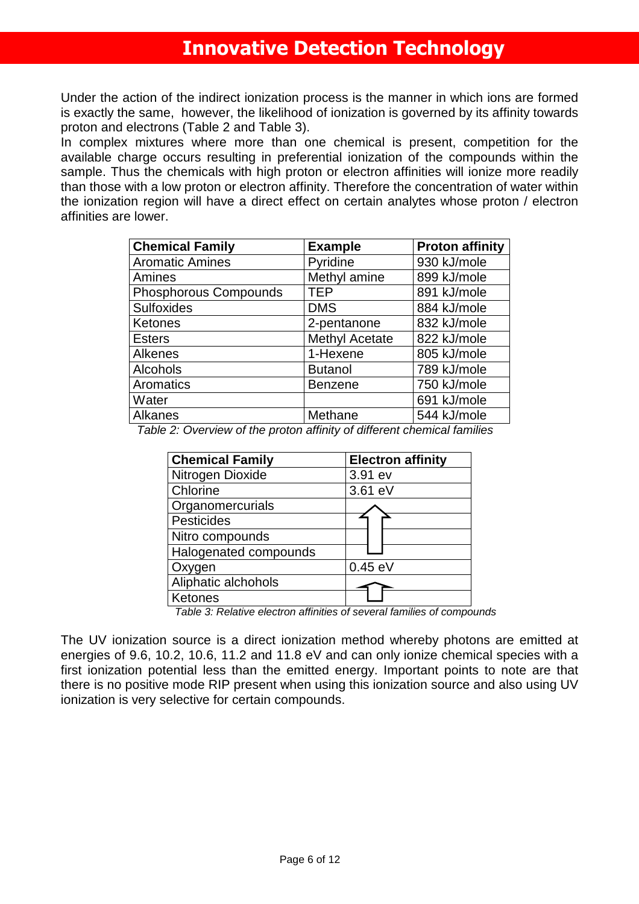# Innovative Detection Technology

Under the action of the indirect ionization process is the manner in which ions are formed is exactly the same, however, the likelihood of ionization is governed by its affinity towards proton and electrons (Table 2 and Table 3).

In complex mixtures where more than one chemical is present, competition for the available charge occurs resulting in preferential ionization of the compounds within the sample. Thus the chemicals with high proton or electron affinities will ionize more readily than those with a low proton or electron affinity. Therefore the concentration of water within the ionization region will have a direct effect on certain analytes whose proton / electron affinities are lower.

| Chemical Family | Example | Proton affinity |
|---|---|---|
| Aromatic Amines | Pyridine | 930 kJ/mole |
| Amines | Methyl amine | 899 kJ/mole |
| Phosphorous Compounds | TEP | 891 kJ/mole |
| Sulfoxides | DMS | 884 kJ/mole |
| Ketones | 2-pentanone | 832 kJ/mole |
| Esters | Methyl Acetate | 822 kJ/mole |
| Alkenes | 1-Hexene | 805 kJ/mole |
| Alcohols | Butanol | 789 kJ/mole |
| Aromatics | Benzene | 750 kJ/mole |
| Water | | 691 kJ/mole |
| Alkanes | Methane | 544 kJ/mole |

*Table 2: Overview of the proton affinity of different chemical families*

| Chemical Family | Electron affinity |
|---|---|
| Nitrogen Dioxide | 3.91 ev |
| Chlorine | 3.61 eV |
| Organomercurials | ↑ |
| Pesticides | ↑ |
| Nitro compounds | ↑ |
| Halogenated compounds | ↑ |
| Oxygen | 0.45 eV |
| Aliphatic alchohols | ↑ |
| Ketones | ↑ |

*Table 3: Relative electron affinities of several families of compounds*

The UV ionization source is a direct ionization method whereby photons are emitted at energies of 9.6, 10.2, 10.6, 11.2 and 11.8 eV and can only ionize chemical species with a first ionization potential less than the emitted energy. Important points to note are that there is no positive mode RIP present when using this ionization source and also using UV ionization is very selective for certain compounds.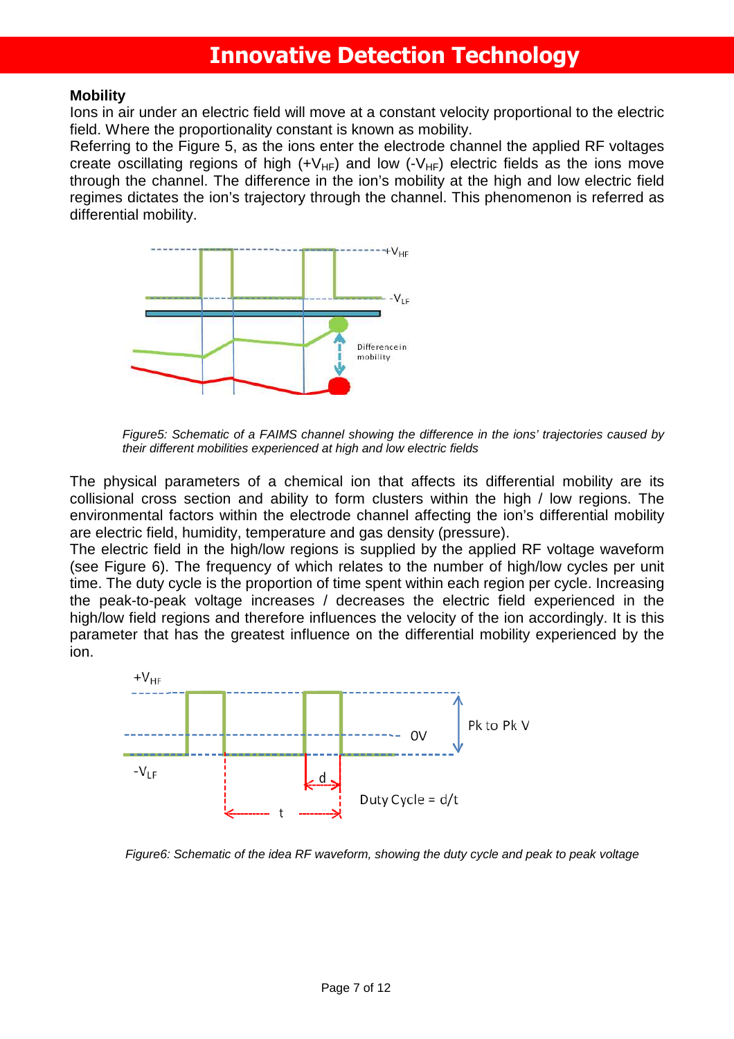# Innovative Detection Technology

**Mobility**

Ions in air under an electric field will move at a constant velocity proportional to the electric field. Where the proportionality constant is known as mobility.

Referring to the Figure 5, as the ions enter the electrode channel the applied RF voltages create oscillating regions of high ($+V_{HF}$) and low ($-V_{HF}$) electric fields as the ions move through the channel. The difference in the ion's mobility at the high and low electric field regimes dictates the ion's trajectory through the channel. This phenomenon is referred as differential mobility.

*Figure5: Schematic of a FAIMS channel showing the difference in the ions' trajectories caused by their different mobilities experienced at high and low electric fields*

The physical parameters of a chemical ion that affects its differential mobility are its collisional cross section and ability to form clusters within the high / low regions. The environmental factors within the electrode channel affecting the ion's differential mobility are electric field, humidity, temperature and gas density (pressure).

The electric field in the high/low regions is supplied by the applied RF voltage waveform (see Figure 6). The frequency of which relates to the number of high/low cycles per unit time. The duty cycle is the proportion of time spent within each region per cycle. Increasing the peak-to-peak voltage increases / decreases the electric field experienced in the high/low field regions and therefore influences the velocity of the ion accordingly. It is this parameter that has the greatest influence on the differential mobility experienced by the ion.

*Figure6: Schematic of the idea RF waveform, showing the duty cycle and peak to peak voltage*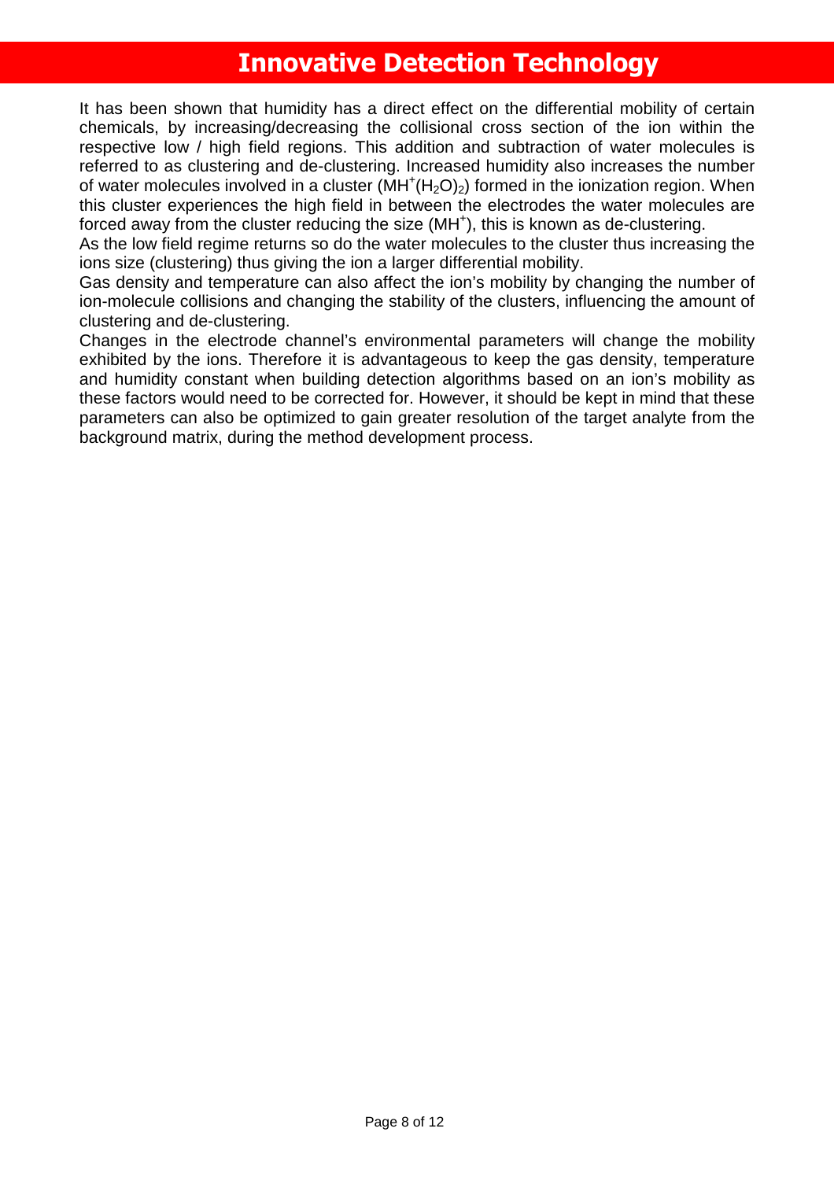# Innovative Detection Technology

It has been shown that humidity has a direct effect on the differential mobility of certain chemicals, by increasing/decreasing the collisional cross section of the ion within the respective low / high field regions. This addition and subtraction of water molecules is referred to as clustering and de-clustering. Increased humidity also increases the number of water molecules involved in a cluster ($MH^+(H_2O)_2$) formed in the ionization region. When this cluster experiences the high field in between the electrodes the water molecules are forced away from the cluster reducing the size ($MH^+$), this is known as de-clustering.

As the low field regime returns so do the water molecules to the cluster thus increasing the ions size (clustering) thus giving the ion a larger differential mobility.

Gas density and temperature can also affect the ion's mobility by changing the number of ion-molecule collisions and changing the stability of the clusters, influencing the amount of clustering and de-clustering.

Changes in the electrode channel's environmental parameters will change the mobility exhibited by the ions. Therefore it is advantageous to keep the gas density, temperature and humidity constant when building detection algorithms based on an ion's mobility as these factors would need to be corrected for. However, it should be kept in mind that these parameters can also be optimized to gain greater resolution of the target analyte from the background matrix, during the method development process.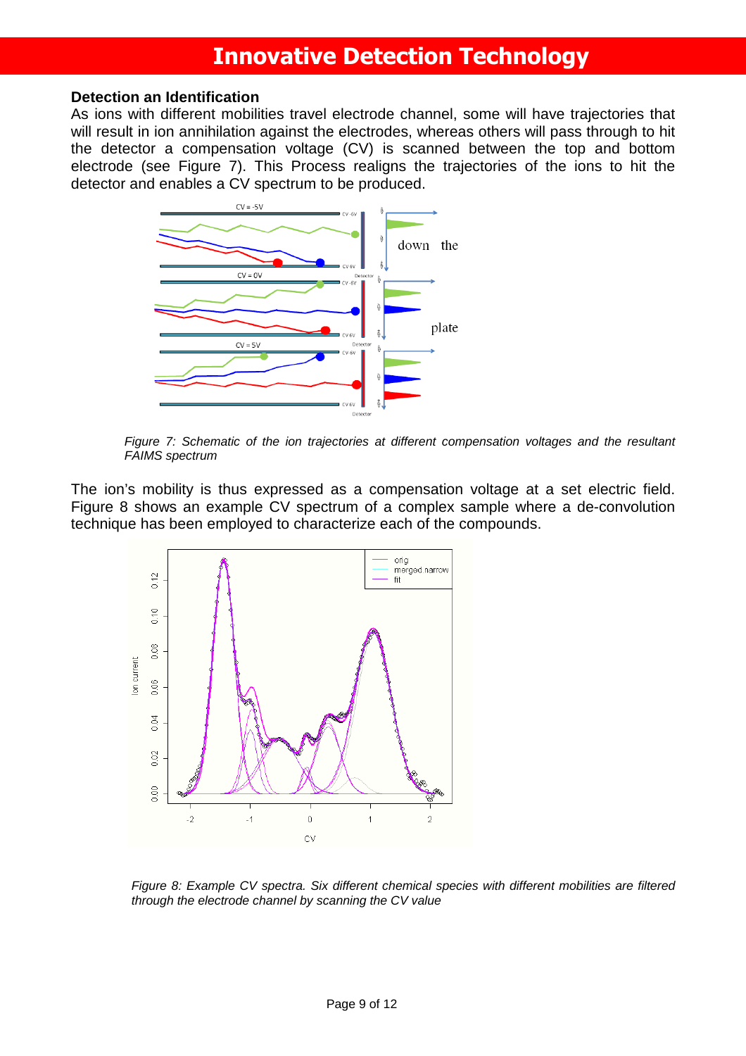# Innovative Detection Technology

**Detection an Identification**

As ions with different mobilities travel electrode channel, some will have trajectories that will result in ion annihilation against the electrodes, whereas others will pass through to hit the detector a compensation voltage (CV) is scanned between the top and bottom electrode (see Figure 7). This Process realigns the trajectories of the ions to hit the detector and enables a CV spectrum to be produced.

*Figure 7: Schematic of the ion trajectories at different compensation voltages and the resultant FAIMS spectrum*

The ion's mobility is thus expressed as a compensation voltage at a set electric field. Figure 8 shows an example CV spectrum of a complex sample where a de-convolution technique has been employed to characterize each of the compounds.

*Figure 8: Example CV spectra. Six different chemical species with different mobilities are filtered through the electrode channel by scanning the CV value*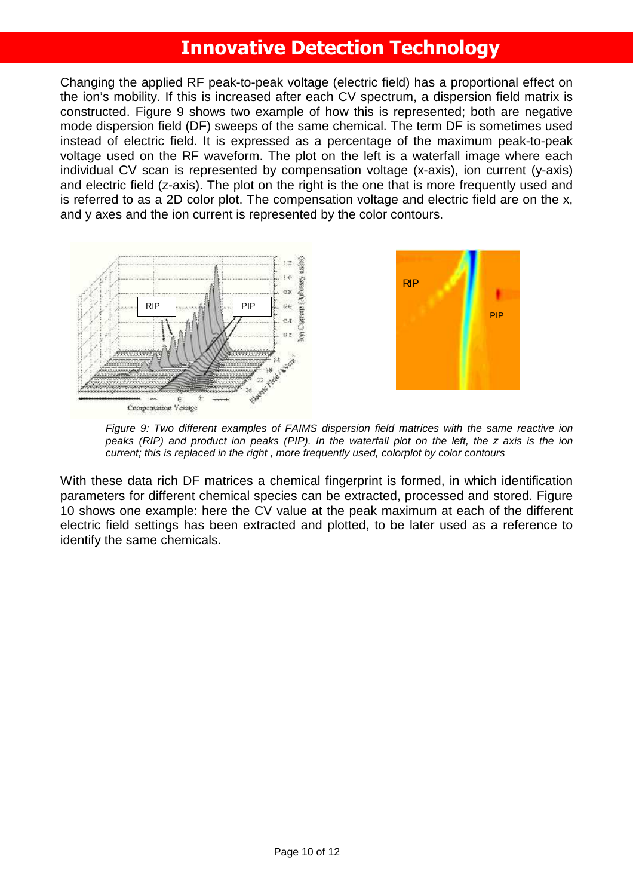# Innovative Detection Technology

Changing the applied RF peak-to-peak voltage (electric field) has a proportional effect on the ion's mobility. If this is increased after each CV spectrum, a dispersion field matrix is constructed. Figure 9 shows two example of how this is represented; both are negative mode dispersion field (DF) sweeps of the same chemical. The term DF is sometimes used instead of electric field. It is expressed as a percentage of the maximum peak-to-peak voltage used on the RF waveform. The plot on the left is a waterfall image where each individual CV scan is represented by compensation voltage (x-axis), ion current (y-axis) and electric field (z-axis). The plot on the right is the one that is more frequently used and is referred to as a 2D color plot. The compensation voltage and electric field are on the x, and y axes and the ion current is represented by the color contours.

*Figure 9: Two different examples of FAIMS dispersion field matrices with the same reactive ion peaks (RIP) and product ion peaks (PIP). In the waterfall plot on the left, the z axis is the ion current; this is replaced in the right , more frequently used, colorplot by color contours*

With these data rich DF matrices a chemical fingerprint is formed, in which identification parameters for different chemical species can be extracted, processed and stored. Figure 10 shows one example: here the CV value at the peak maximum at each of the different electric field settings has been extracted and plotted, to be later used as a reference to identify the same chemicals.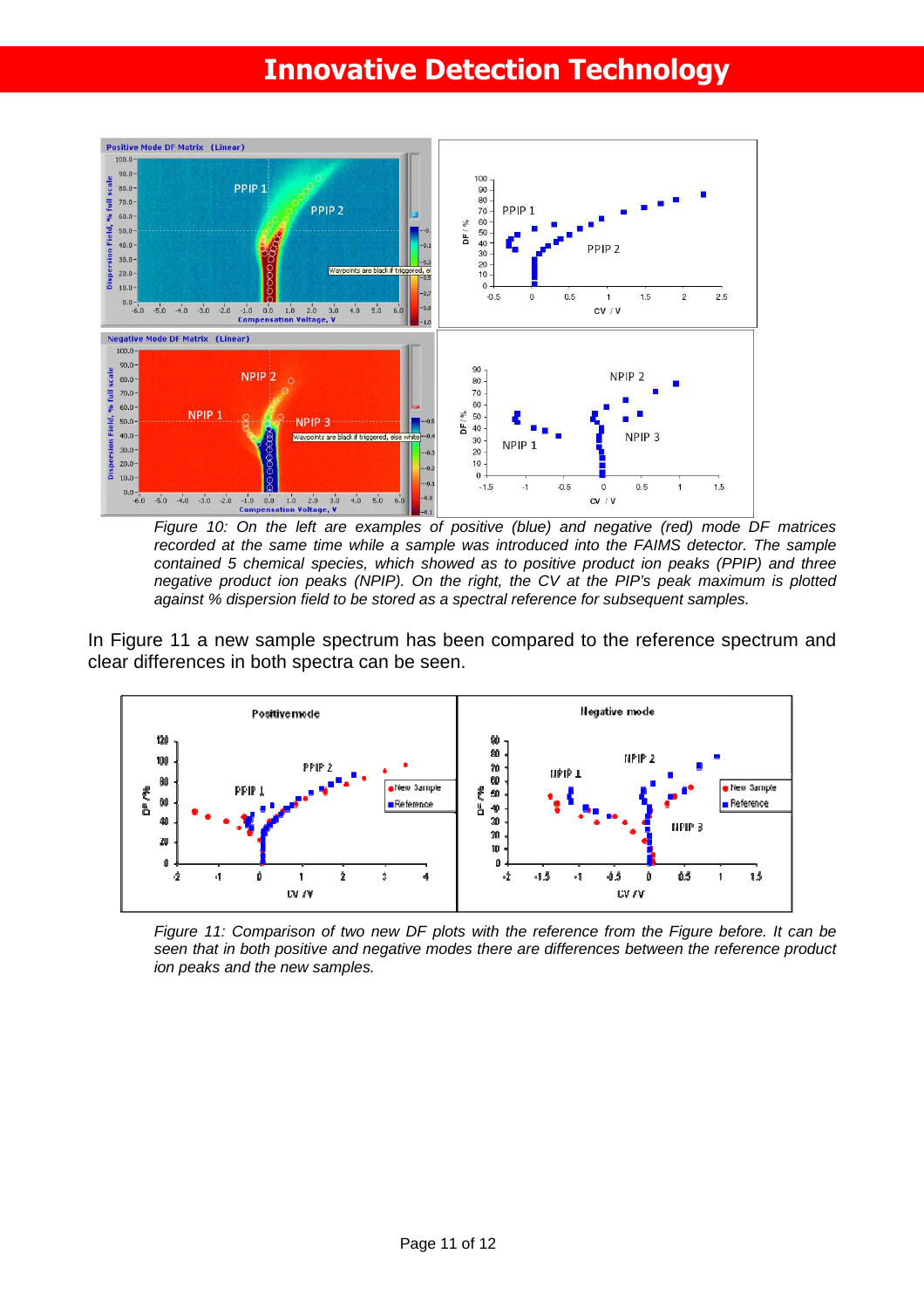# Innovative Detection Technology

*Figure 10: On the left are examples of positive (blue) and negative (red) mode DF matrices recorded at the same time while a sample was introduced into the FAIMS detector. The sample contained 5 chemical species, which showed as to positive product ion peaks (PPIP) and three negative product ion peaks (NPIP). On the right, the CV at the PIP's peak maximum is plotted against % dispersion field to be stored as a spectral reference for subsequent samples.*

In Figure 11 a new sample spectrum has been compared to the reference spectrum and clear differences in both spectra can be seen.

*Figure 11: Comparison of two new DF plots with the reference from the Figure before. It can be seen that in both positive and negative modes there are differences between the reference product ion peaks and the new samples.*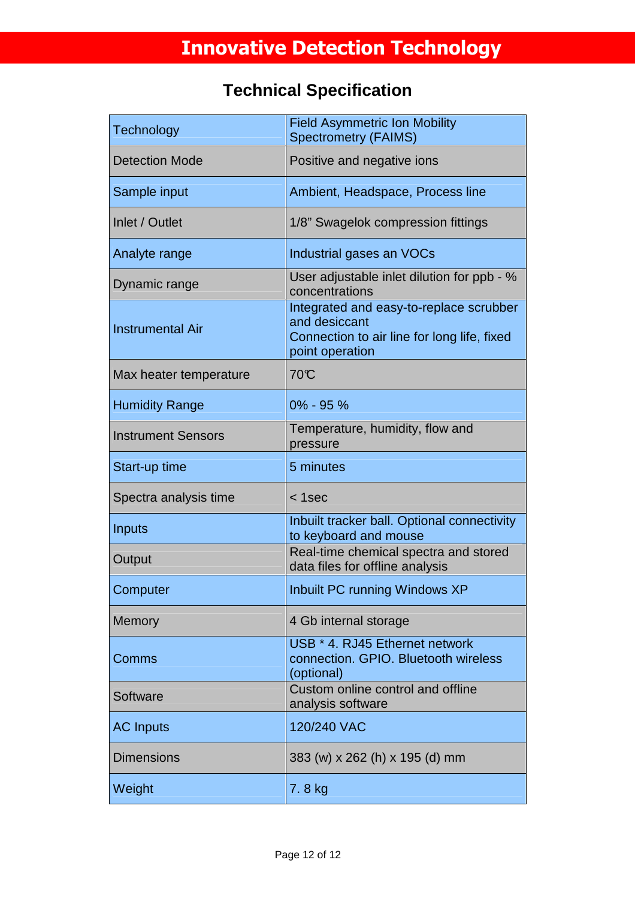# Innovative Detection Technology

## Technical Specification

| | |
|---|---|
| Technology | Field Asymmetric Ion Mobility Spectrometry (FAIMS) |
| Detection Mode | Positive and negative ions |
| Sample input | Ambient, Headspace, Process line |
| Inlet / Outlet | 1/8" Swagelok compression fittings |
| Analyte range | Industrial gases an VOCs |
| Dynamic range | User adjustable inlet dilution for ppb - % concentrations |
| Instrumental Air | Integrated and easy-to-replace scrubber and desiccant<br>Connection to air line for long life, fixed point operation |
| Max heater temperature | 70℃ |
| Humidity Range | 0% - 95 % |
| Instrument Sensors | Temperature, humidity, flow and pressure |
| Start-up time | 5 minutes |
| Spectra analysis time | < 1sec |
| Inputs | Inbuilt tracker ball. Optional connectivity to keyboard and mouse |
| Output | Real-time chemical spectra and stored data files for offline analysis |
| Computer | Inbuilt PC running Windows XP |
| Memory | 4 Gb internal storage |
| Comms | USB * 4. RJ45 Ethernet network connection. GPIO. Bluetooth wireless (optional) |
| Software | Custom online control and offline analysis software |
| AC Inputs | 120/240 VAC |
| Dimensions | 383 (w) x 262 (h) x 195 (d) mm |
| Weight | 7. 8 kg |